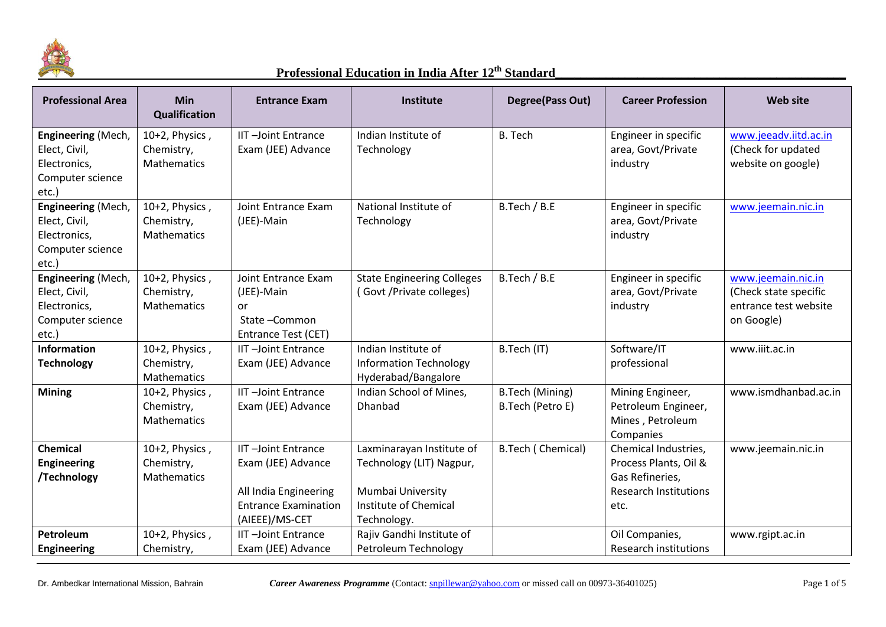# Professional Education in India After 12th Standard

| Professional Area | Min Qualification | Entrance Exam | Institute | Degree(Pass Out) | Career Profession | Web site |
|---|---|---|---|---|---|---|
| **Engineering** (Mech, Elect, Civil, Electronics, Computer science etc.) | 10+2, Physics , Chemistry, Mathematics | IIT –Joint Entrance Exam (JEE) Advance | Indian Institute of Technology | B. Tech | Engineer in specific area, Govt/Private industry | www.jeeadv.iitd.ac.in (Check for updated website on google) |
| **Engineering** (Mech, Elect, Civil, Electronics, Computer science etc.) | 10+2, Physics , Chemistry, Mathematics | Joint Entrance Exam (JEE)-Main | National Institute of Technology | B.Tech / B.E | Engineer in specific area, Govt/Private industry | www.jeemain.nic.in |
| **Engineering** (Mech, Elect, Civil, Electronics, Computer science etc.) | 10+2, Physics , Chemistry, Mathematics | Joint Entrance Exam (JEE)-Main or State –Common Entrance Test (CET) | State Engineering Colleges ( Govt /Private colleges) | B.Tech / B.E | Engineer in specific area, Govt/Private industry | www.jeemain.nic.in (Check state specific entrance test website on Google) |
| **Information Technology** | 10+2, Physics , Chemistry, Mathematics | IIT –Joint Entrance Exam (JEE) Advance | Indian Institute of Information Technology Hyderabad/Bangalore | B.Tech (IT) | Software/IT professional | www.iiit.ac.in |
| **Mining** | 10+2, Physics , Chemistry, Mathematics | IIT –Joint Entrance Exam (JEE) Advance | Indian School of Mines, Dhanbad | B.Tech (Mining) B.Tech (Petro E) | Mining Engineer, Petroleum Engineer, Mines , Petroleum Companies | www.ismdhanbad.ac.in |
| **Chemical Engineering /Technology** | 10+2, Physics , Chemistry, Mathematics | IIT –Joint Entrance Exam (JEE) Advance<br><br>All India Engineering Entrance Examination (AIEEE)/MS-CET | Laxminarayan Institute of Technology (LIT) Nagpur,<br><br>Mumbai University Institute of Chemical Technology. | B.Tech ( Chemical) | Chemical Industries, Process Plants, Oil & Gas Refineries, Research Institutions etc. | www.jeemain.nic.in |
| **Petroleum Engineering** | 10+2, Physics , Chemistry, | IIT –Joint Entrance Exam (JEE) Advance | Rajiv Gandhi Institute of Petroleum Technology | | Oil Companies, Research institutions | www.rgipt.ac.in |

Dr. Ambedkar International Mission, Bahrain *Career Awareness Programme* (Contact: snpillewar@yahoo.com or missed call on 00973-36401025)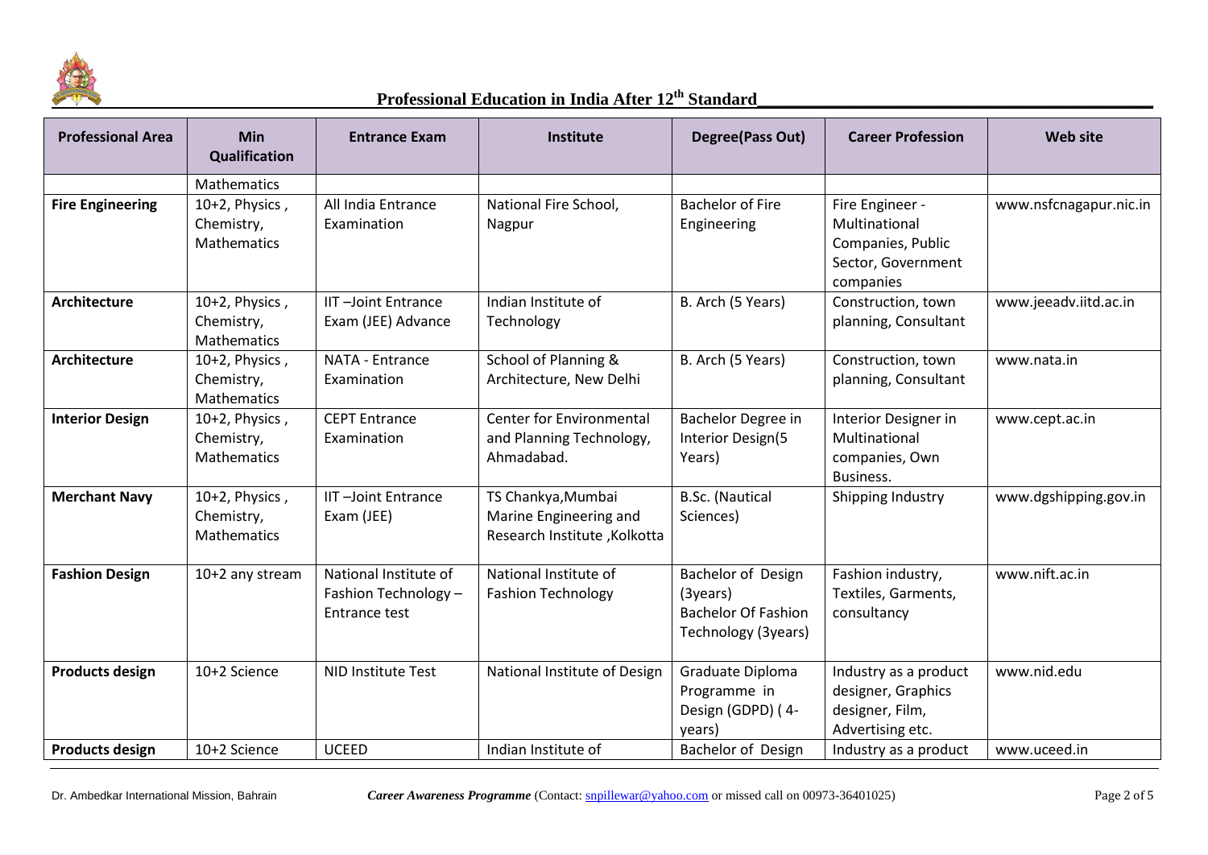## Professional Education in India After 12$^{th}$ Standard

| Professional Area | Min Qualification | Entrance Exam | Institute | Degree(Pass Out) | Career Profession | Web site |
|---|---|---|---|---|---|---|
| | Mathematics | | | | | |
| **Fire Engineering** | 10+2, Physics , Chemistry, Mathematics | All India Entrance Examination | National Fire School, Nagpur | Bachelor of Fire Engineering | Fire Engineer - Multinational Companies, Public Sector, Government companies | www.nsfcnagapur.nic.in |
| **Architecture** | 10+2, Physics , Chemistry, Mathematics | IIT –Joint Entrance Exam (JEE) Advance | Indian Institute of Technology | B. Arch (5 Years) | Construction, town planning, Consultant | www.jeeadv.iitd.ac.in |
| **Architecture** | 10+2, Physics , Chemistry, Mathematics | NATA - Entrance Examination | School of Planning & Architecture, New Delhi | B. Arch (5 Years) | Construction, town planning, Consultant | www.nata.in |
| **Interior Design** | 10+2, Physics , Chemistry, Mathematics | CEPT Entrance Examination | Center for Environmental and Planning Technology, Ahmadabad. | Bachelor Degree in Interior Design(5 Years) | Interior Designer in Multinational companies, Own Business. | www.cept.ac.in |
| **Merchant Navy** | 10+2, Physics , Chemistry, Mathematics | IIT –Joint Entrance Exam (JEE) | TS Chankya,Mumbai Marine Engineering and Research Institute ,Kolkotta | B.Sc. (Nautical Sciences) | Shipping Industry | www.dgshipping.gov.in |
| **Fashion Design** | 10+2 any stream | National Institute of Fashion Technology – Entrance test | National Institute of Fashion Technology | Bachelor of Design (3years) Bachelor Of Fashion Technology (3years) | Fashion industry, Textiles, Garments, consultancy | www.nift.ac.in |
| **Products design** | 10+2 Science | NID Institute Test | National Institute of Design | Graduate Diploma Programme in Design (GDPD) ( 4-years) | Industry as a product designer, Graphics designer, Film, Advertising etc. | www.nid.edu |
| **Products design** | 10+2 Science | UCEED | Indian Institute of | Bachelor of Design | Industry as a product | www.uceed.in |

Dr. Ambedkar International Mission, Bahrain — *Career Awareness Programme* (Contact: snpillewar@yahoo.com or missed call on 00973-36401025)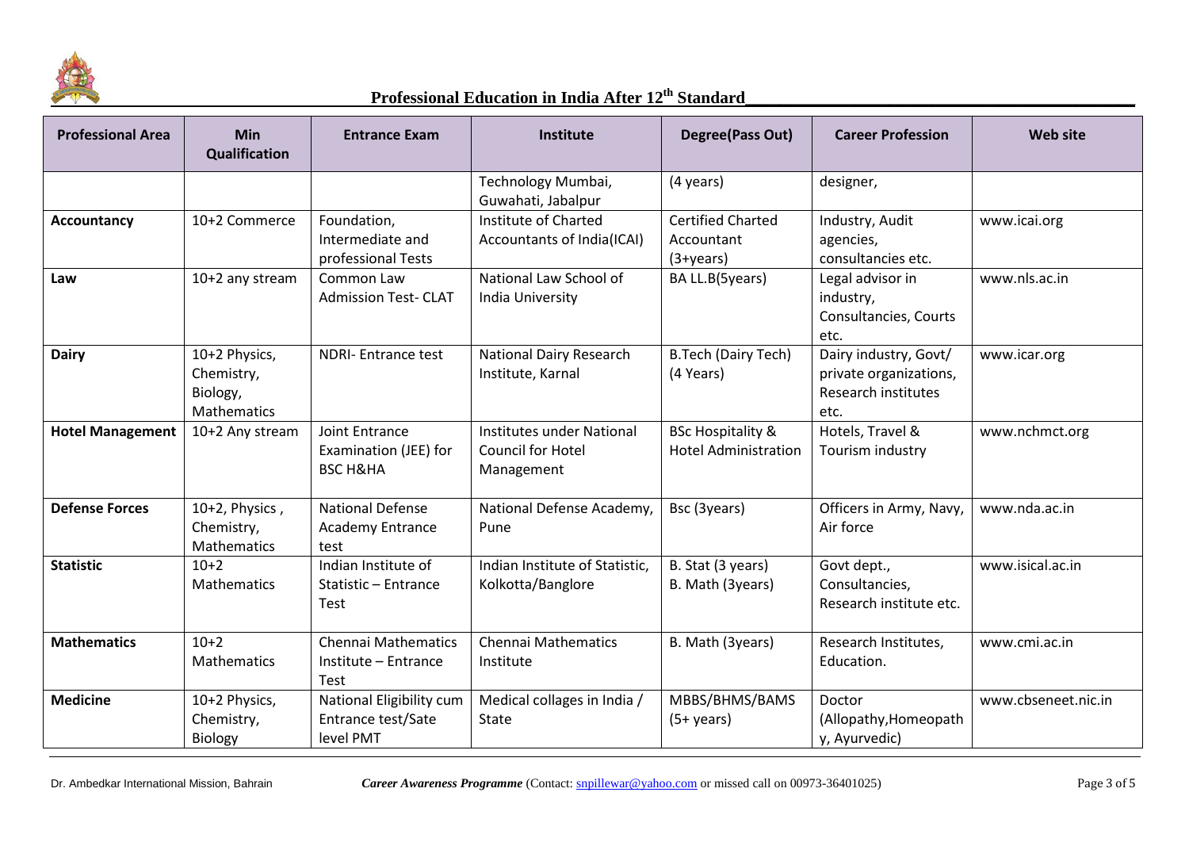# Professional Education in India After 12th Standard

| Professional Area | Min Qualification | Entrance Exam | Institute | Degree(Pass Out) | Career Profession | Web site |
|---|---|---|---|---|---|---|
| | | | Technology Mumbai, Guwahati, Jabalpur | (4 years) | designer, | |
| **Accountancy** | 10+2 Commerce | Foundation, Intermediate and professional Tests | Institute of Charted Accountants of India(ICAI) | Certified Charted Accountant (3+years) | Industry, Audit agencies, consultancies etc. | www.icai.org |
| **Law** | 10+2 any stream | Common Law Admission Test- CLAT | National Law School of India University | BA LL.B(5years) | Legal advisor in industry, Consultancies, Courts etc. | www.nls.ac.in |
| **Dairy** | 10+2 Physics, Chemistry, Biology, Mathematics | NDRI- Entrance test | National Dairy Research Institute, Karnal | B.Tech (Dairy Tech) (4 Years) | Dairy industry, Govt/ private organizations, Research institutes etc. | www.icar.org |
| **Hotel Management** | 10+2 Any stream | Joint Entrance Examination (JEE) for BSC H&HA | Institutes under National Council for Hotel Management | BSc Hospitality & Hotel Administration | Hotels, Travel & Tourism industry | www.nchmct.org |
| **Defense Forces** | 10+2, Physics , Chemistry, Mathematics | National Defense Academy Entrance test | National Defense Academy, Pune | Bsc (3years) | Officers in Army, Navy, Air force | www.nda.ac.in |
| **Statistic** | 10+2 Mathematics | Indian Institute of Statistic – Entrance Test | Indian Institute of Statistic, Kolkotta/Banglore | B. Stat (3 years) B. Math (3years) | Govt dept., Consultancies, Research institute etc. | www.isical.ac.in |
| **Mathematics** | 10+2 Mathematics | Chennai Mathematics Institute – Entrance Test | Chennai Mathematics Institute | B. Math (3years) | Research Institutes, Education. | www.cmi.ac.in |
| **Medicine** | 10+2 Physics, Chemistry, Biology | National Eligibility cum Entrance test/Sate level PMT | Medical collages in India / State | MBBS/BHMS/BAMS (5+ years) | Doctor (Allopathy,Homeopathy, Ayurvedic) | www.cbseneet.nic.in |

Dr. Ambedkar International Mission, Bahrain *Career Awareness Programme* (Contact: snpillewar@yahoo.com or missed call on 00973-36401025)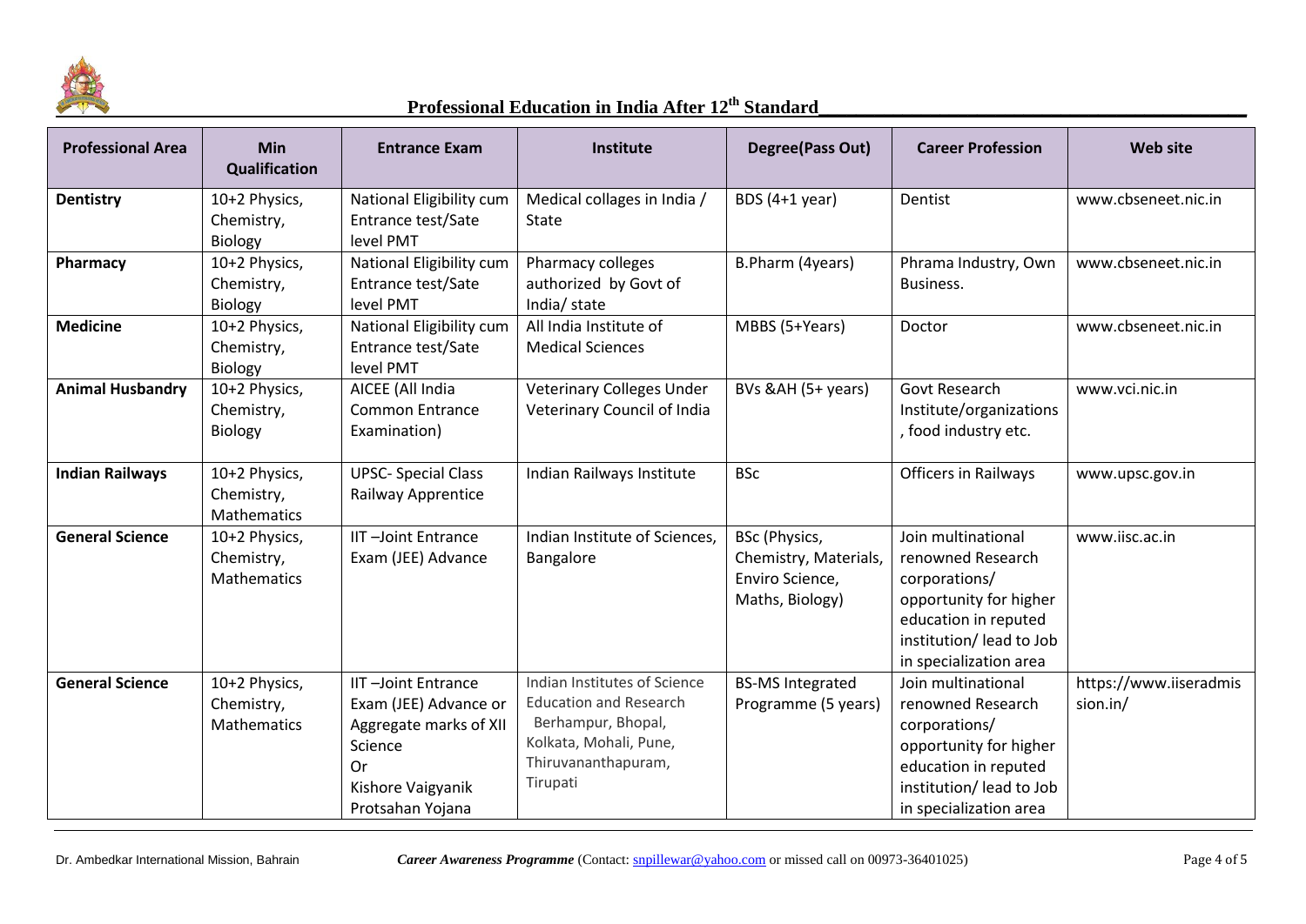## Professional Education in India After 12th Standard

| Professional Area | Min Qualification | Entrance Exam | Institute | Degree(Pass Out) | Career Profession | Web site |
|---|---|---|---|---|---|---|
| **Dentistry** | 10+2 Physics, Chemistry, Biology | National Eligibility cum Entrance test/Sate level PMT | Medical collages in India / State | BDS (4+1 year) | Dentist | www.cbseneet.nic.in |
| **Pharmacy** | 10+2 Physics, Chemistry, Biology | National Eligibility cum Entrance test/Sate level PMT | Pharmacy colleges authorized by Govt of India/ state | B.Pharm (4years) | Phrama Industry, Own Business. | www.cbseneet.nic.in |
| **Medicine** | 10+2 Physics, Chemistry, Biology | National Eligibility cum Entrance test/Sate level PMT | All India Institute of Medical Sciences | MBBS (5+Years) | Doctor | www.cbseneet.nic.in |
| **Animal Husbandry** | 10+2 Physics, Chemistry, Biology | AICEE (All India Common Entrance Examination) | Veterinary Colleges Under Veterinary Council of India | BVs &AH (5+ years) | Govt Research Institute/organizations , food industry etc. | www.vci.nic.in |
| **Indian Railways** | 10+2 Physics, Chemistry, Mathematics | UPSC- Special Class Railway Apprentice | Indian Railways Institute | BSc | Officers in Railways | www.upsc.gov.in |
| **General Science** | 10+2 Physics, Chemistry, Mathematics | IIT –Joint Entrance Exam (JEE) Advance | Indian Institute of Sciences, Bangalore | BSc (Physics, Chemistry, Materials, Enviro Science, Maths, Biology) | Join multinational renowned Research corporations/ opportunity for higher education in reputed institution/ lead to Job in specialization area | www.iisc.ac.in |
| **General Science** | 10+2 Physics, Chemistry, Mathematics | IIT –Joint Entrance Exam (JEE) Advance or Aggregate marks of XII Science Or Kishore Vaigyanik Protsahan Yojana | Indian Institutes of Science Education and Research Berhampur, Bhopal, Kolkata, Mohali, Pune, Thiruvananthapuram, Tirupati | BS-MS Integrated Programme (5 years) | Join multinational renowned Research corporations/ opportunity for higher education in reputed institution/ lead to Job in specialization area | https://www.iiseradmission.in/ |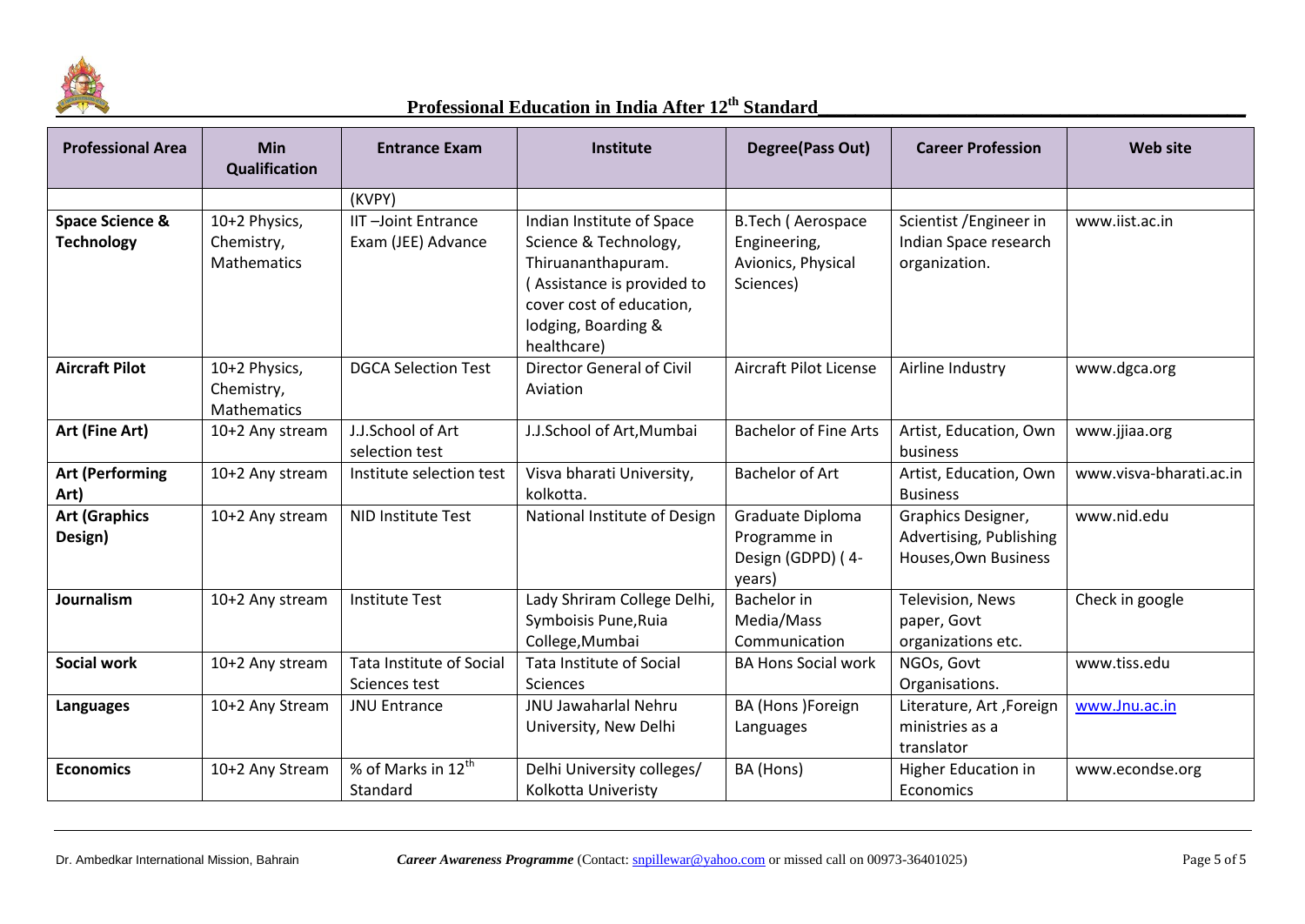# Professional Education in India After 12th Standard

| Professional Area | Min Qualification | Entrance Exam | Institute | Degree(Pass Out) | Career Profession | Web site |
|---|---|---|---|---|---|---|
| | | (KVPY) | | | | |
| **Space Science & Technology** | 10+2 Physics, Chemistry, Mathematics | IIT –Joint Entrance Exam (JEE) Advance | Indian Institute of Space Science & Technology, Thiruananthapuram. ( Assistance is provided to cover cost of education, lodging, Boarding & healthcare) | B.Tech ( Aerospace Engineering, Avionics, Physical Sciences) | Scientist /Engineer in Indian Space research organization. | www.iist.ac.in |
| **Aircraft Pilot** | 10+2 Physics, Chemistry, Mathematics | DGCA Selection Test | Director General of Civil Aviation | Aircraft Pilot License | Airline Industry | www.dgca.org |
| **Art (Fine Art)** | 10+2 Any stream | J.J.School of Art selection test | J.J.School of Art,Mumbai | Bachelor of Fine Arts | Artist, Education, Own business | www.jjiaa.org |
| **Art (Performing Art)** | 10+2 Any stream | Institute selection test | Visva bharati University, kolkotta. | Bachelor of Art | Artist, Education, Own Business | www.visva-bharati.ac.in |
| **Art (Graphics Design)** | 10+2 Any stream | NID Institute Test | National Institute of Design | Graduate Diploma Programme in Design (GDPD) ( 4-years) | Graphics Designer, Advertising, Publishing Houses,Own Business | www.nid.edu |
| **Journalism** | 10+2 Any stream | Institute Test | Lady Shriram College Delhi, Symboisis Pune,Ruia College,Mumbai | Bachelor in Media/Mass Communication | Television, News paper, Govt organizations etc. | Check in google |
| **Social work** | 10+2 Any stream | Tata Institute of Social Sciences test | Tata Institute of Social Sciences | BA Hons Social work | NGOs, Govt Organisations. | www.tiss.edu |
| **Languages** | 10+2 Any Stream | JNU Entrance | JNU Jawaharlal Nehru University, New Delhi | BA (Hons )Foreign Languages | Literature, Art ,Foreign ministries as a translator | www.Jnu.ac.in |
| **Economics** | 10+2 Any Stream | % of Marks in 12th Standard | Delhi University colleges/ Kolkotta Univeristy | BA (Hons) | Higher Education in Economics | www.econdse.org |

Dr. Ambedkar International Mission, Bahrain *Career Awareness Programme* (Contact: snpillewar@yahoo.com or missed call on 00973-36401025)